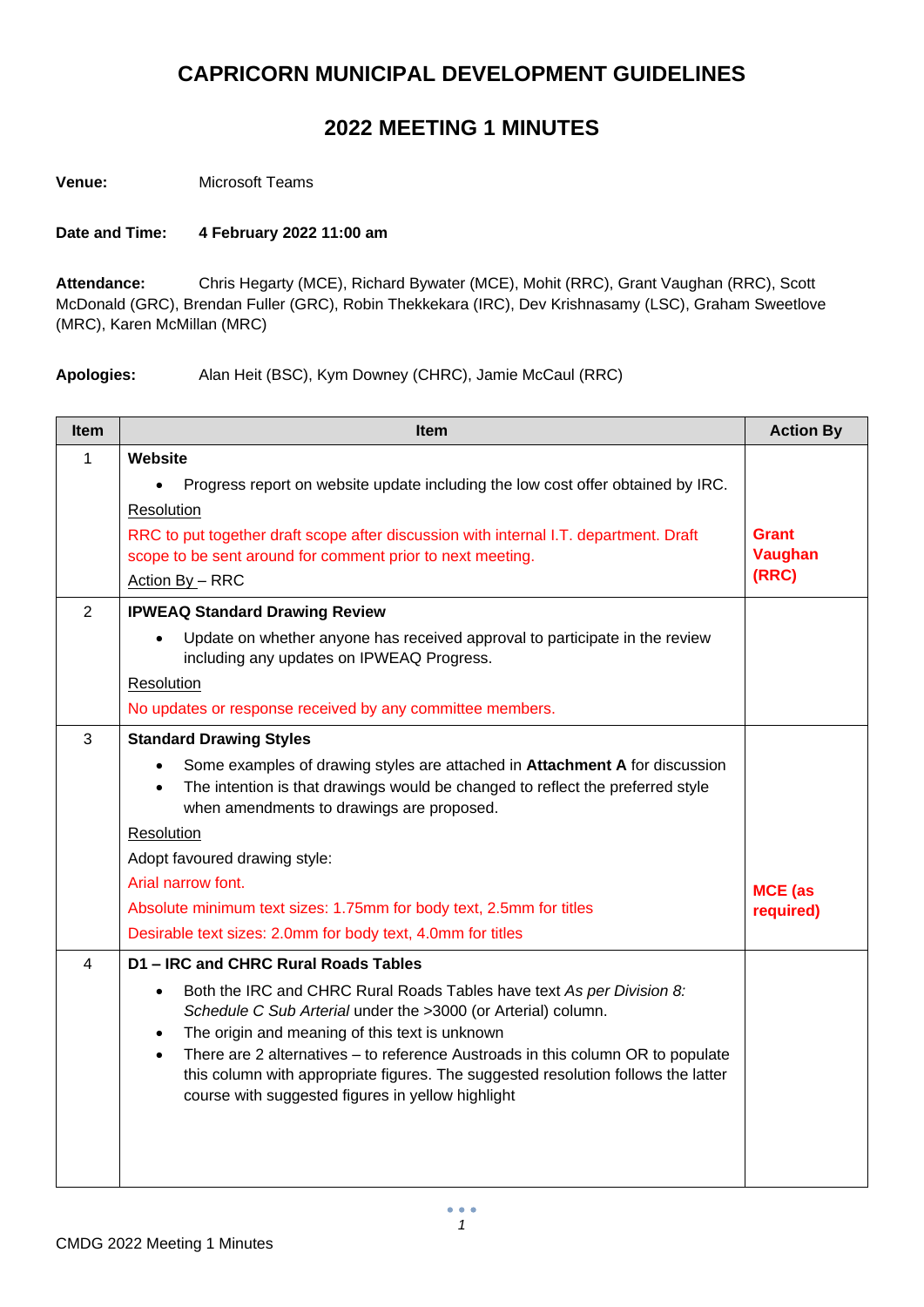# CAPRICORN MUNICIPAL DEVELOPMENT GUIDELINES

## 2022 MEETING 1 MINUTES

**Venue:** Microsoft Teams

**Date and Time:** **4 February 2022 11:00 am**

**Attendance:** Chris Hegarty (MCE), Richard Bywater (MCE), Mohit (RRC), Grant Vaughan (RRC), Scott McDonald (GRC), Brendan Fuller (GRC), Robin Thekkekara (IRC), Dev Krishnasamy (LSC), Graham Sweetlove (MRC), Karen McMillan (MRC)

**Apologies:** Alan Heit (BSC), Kym Downey (CHRC), Jamie McCaul (RRC)

| Item | Item | Action By |
|---|---|---|
| 1 | **Website**<br>• Progress report on website update including the low cost offer obtained by IRC.<br>Resolution<br>RRC to put together draft scope after discussion with internal I.T. department. Draft scope to be sent around for comment prior to next meeting.<br>Action By – RRC | **Grant Vaughan (RRC)** |
| 2 | **IPWEAQ Standard Drawing Review**<br>• Update on whether anyone has received approval to participate in the review including any updates on IPWEAQ Progress.<br>Resolution<br>No updates or response received by any committee members. | |
| 3 | **Standard Drawing Styles**<br>• Some examples of drawing styles are attached in **Attachment A** for discussion<br>• The intention is that drawings would be changed to reflect the preferred style when amendments to drawings are proposed.<br>Resolution<br>Adopt favoured drawing style:<br>Arial narrow font.<br>Absolute minimum text sizes: 1.75mm for body text, 2.5mm for titles<br>Desirable text sizes: 2.0mm for body text, 4.0mm for titles | **MCE (as required)** |
| 4 | **D1 – IRC and CHRC Rural Roads Tables**<br>• Both the IRC and CHRC Rural Roads Tables have text *As per Division 8: Schedule C Sub Arterial* under the >3000 (or Arterial) column.<br>• The origin and meaning of this text is unknown<br>• There are 2 alternatives – to reference Austroads in this column OR to populate this column with appropriate figures. The suggested resolution follows the latter course with suggested figures in yellow highlight | |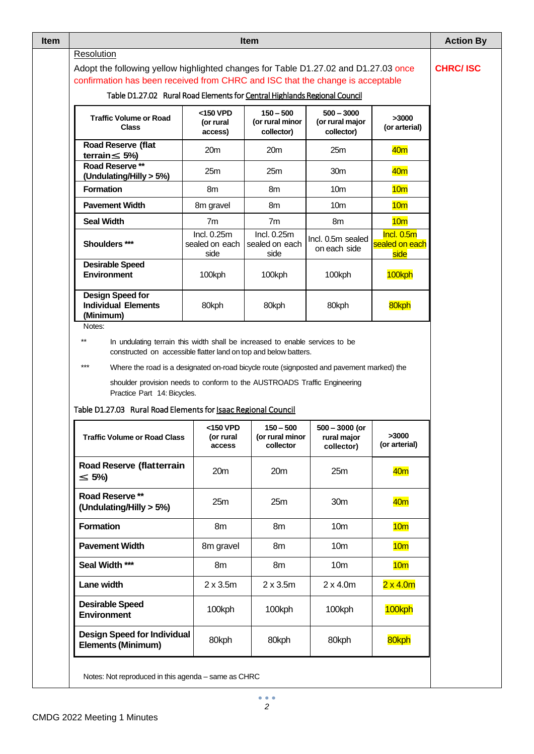| Item | Item | Action By |
|---|---|---|
| | Resolution<br><br>Adopt the following yellow highlighted changes for Table D1.27.02 and D1.27.03 once confirmation has been received from CHRC and ISC that the change is acceptable | CHRC/ ISC |

Table D1.27.02 Rural Road Elements for Central Highlands Regional Council

| Traffic Volume or Road Class | <150 VPD (or rural access) | 150 – 500 (or rural minor collector) | 500 – 3000 (or rural major collector) | >3000 (or arterial) |
|---|---|---|---|---|
| **Road Reserve (flat terrain ≤ 5%)** | 20m | 20m | 25m | 40m |
| **Road Reserve ** (Undulating/Hilly > 5%)** | 25m | 25m | 30m | 40m |
| **Formation** | 8m | 8m | 10m | 10m |
| **Pavement Width** | 8m gravel | 8m | 10m | 10m |
| **Seal Width** | 7m | 7m | 8m | 10m |
| **Shoulders ***** | Incl. 0.25m sealed on each side | Incl. 0.25m sealed on each side | Incl. 0.5m sealed on each side | Incl. 0.5m sealed on each side |
| **Desirable Speed Environment** | 100kph | 100kph | 100kph | 100kph |
| **Design Speed for Individual Elements (Minimum)** | 80kph | 80kph | 80kph | 80kph |

Notes:

** In undulating terrain this width shall be increased to enable services to be constructed on accessible flatter land on top and below batters.

*** Where the road is a designated on-road bicycle route (signposted and pavement marked) the shoulder provision needs to conform to the AUSTROADS Traffic Engineering Practice Part 14: Bicycles.

Table D1.27.03 Rural Road Elements for Isaac Regional Council

| Traffic Volume or Road Class | <150 VPD (or rural access | 150 – 500 (or rural minor collector | 500 – 3000 (or rural major collector) | >3000 (or arterial) |
|---|---|---|---|---|
| **Road Reserve (flatterrain ≤ 5%)** | 20m | 20m | 25m | 40m |
| **Road Reserve ** (Undulating/Hilly > 5%)** | 25m | 25m | 30m | 40m |
| **Formation** | 8m | 8m | 10m | 10m |
| **Pavement Width** | 8m gravel | 8m | 10m | 10m |
| **Seal Width ***** | 8m | 8m | 10m | 10m |
| **Lane width** | 2 x 3.5m | 2 x 3.5m | 2 x 4.0m | 2 x 4.0m |
| **Desirable Speed Environment** | 100kph | 100kph | 100kph | 100kph |
| **Design Speed for Individual Elements (Minimum)** | 80kph | 80kph | 80kph | 80kph |

Notes: Not reproduced in this agenda – same as CHRC

CMDG 2022 Meeting 1 Minutes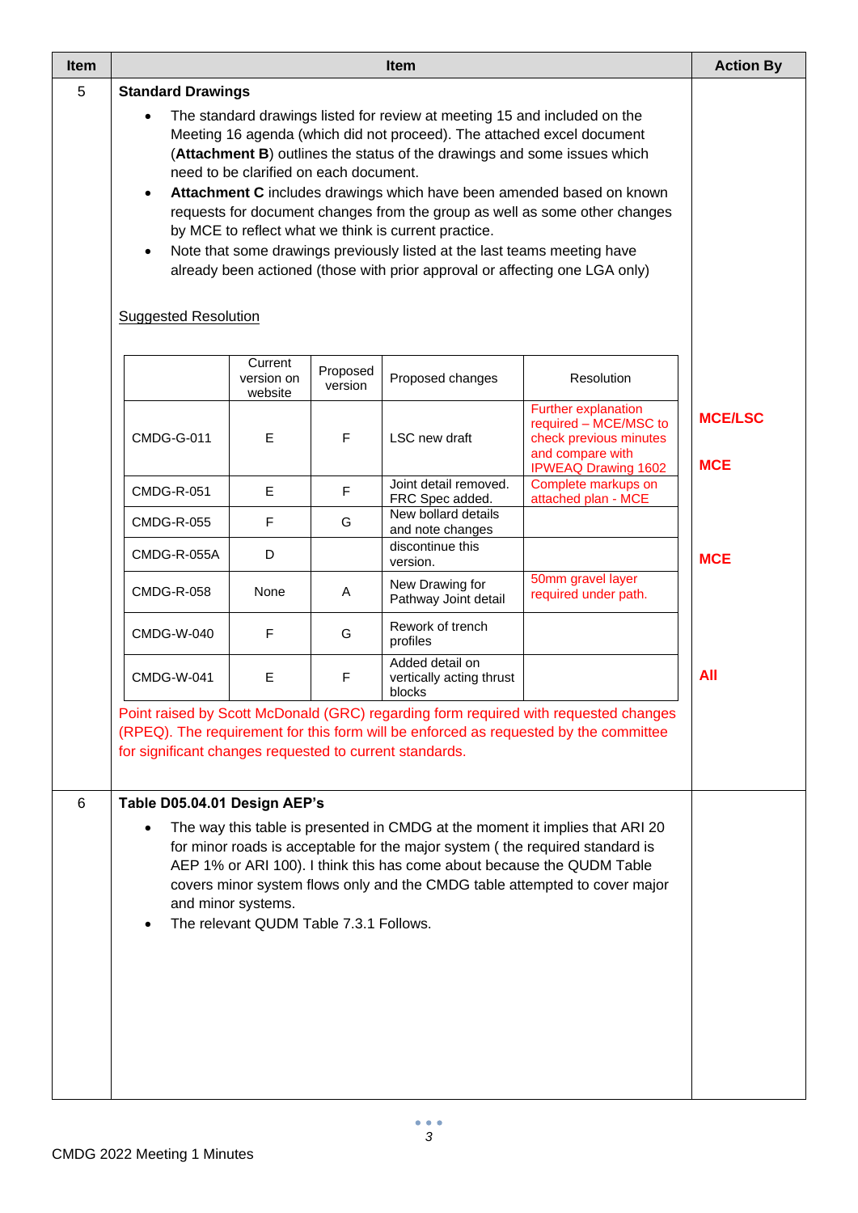| Item | Item | Action By |
|---|---|---|
| 5 | **Standard Drawings** | |

- The standard drawings listed for review at meeting 15 and included on the Meeting 16 agenda (which did not proceed). The attached excel document (**Attachment B**) outlines the status of the drawings and some issues which need to be clarified on each document.
- **Attachment C** includes drawings which have been amended based on known requests for document changes from the group as well as some other changes by MCE to reflect what we think is current practice.
- Note that some drawings previously listed at the last teams meeting have already been actioned (those with prior approval or affecting one LGA only)

Suggested Resolution

| | Current version on website | Proposed version | Proposed changes | Resolution | Action By |
|---|---|---|---|---|---|
| CMDG-G-011 | E | F | LSC new draft | Further explanation required – MCE/MSC to check previous minutes and compare with IPWEAQ Drawing 1602 | **MCE/LSC** |
| CMDG-R-051 | E | F | Joint detail removed. FRC Spec added. | Complete markups on attached plan - MCE | **MCE** |
| CMDG-R-055 | F | G | New bollard details and note changes | | |
| CMDG-R-055A | D | | discontinue this version. | | **MCE** |
| CMDG-R-058 | None | A | New Drawing for Pathway Joint detail | 50mm gravel layer required under path. | |
| CMDG-W-040 | F | G | Rework of trench profiles | | |
| CMDG-W-041 | E | F | Added detail on vertically acting thrust blocks | | **All** |

Point raised by Scott McDonald (GRC) regarding form required with requested changes (RPEQ). The requirement for this form will be enforced as requested by the committee for significant changes requested to current standards.

| Item | Item | Action By |
|---|---|---|
| 6 | **Table D05.04.01 Design AEP's** | |

- The way this table is presented in CMDG at the moment it implies that ARI 20 for minor roads is acceptable for the major system ( the required standard is AEP 1% or ARI 100). I think this has come about because the QUDM Table covers minor system flows only and the CMDG table attempted to cover major and minor systems.
- The relevant QUDM Table 7.3.1 Follows.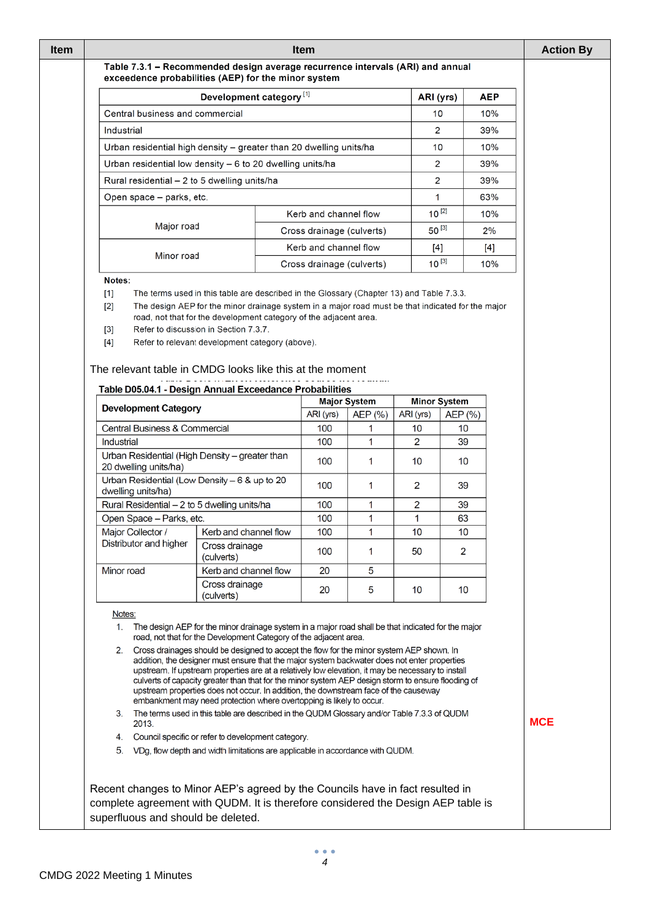| Item | Item | Action By |
|---|---|---|
| | (see content below) | MCE |

**Table 7.3.1 – Recommended design average recurrence intervals (ARI) and annual exceedence probabilities (AEP) for the minor system**

| Development category [1] | | ARI (yrs) | AEP |
|---|---|---|---|
| Central business and commercial | | 10 | 10% |
| Industrial | | 2 | 39% |
| Urban residential high density – greater than 20 dwelling units/ha | | 10 | 10% |
| Urban residential low density – 6 to 20 dwelling units/ha | | 2 | 39% |
| Rural residential – 2 to 5 dwelling units/ha | | 2 | 39% |
| Open space – parks, etc. | | 1 | 63% |
| Major road | Kerb and channel flow | 10 [2] | 10% |
| | Cross drainage (culverts) | 50 [3] | 2% |
| Minor road | Kerb and channel flow | [4] | [4] |
| | Cross drainage (culverts) | 10 [3] | 10% |

Notes:

[1] The terms used in this table are described in the Glossary (Chapter 13) and Table 7.3.3.

[2] The design AEP for the minor drainage system in a major road must be that indicated for the major road, not that for the development category of the adjacent area.

[3] Refer to discussion in Section 7.3.7.

[4] Refer to relevant development category (above).

The relevant table in CMDG looks like this at the moment

**Table D05.04.1 - Design Annual Exceedance Probabilities**

| Development Category | | Major System | | Minor System | |
|---|---|---|---|---|---|
| | | ARI (yrs) | AEP (%) | ARI (yrs) | AEP (%) |
| Central Business & Commercial | | 100 | 1 | 10 | 10 |
| Industrial | | 100 | 1 | 2 | 39 |
| Urban Residential (High Density – greater than 20 dwelling units/ha) | | 100 | 1 | 10 | 10 |
| Urban Residential (Low Density – 6 & up to 20 dwelling units/ha) | | 100 | 1 | 2 | 39 |
| Rural Residential – 2 to 5 dwelling units/ha | | 100 | 1 | 2 | 39 |
| Open Space – Parks, etc. | | 100 | 1 | 1 | 63 |
| Major Collector / Distributor and higher | Kerb and channel flow | 100 | 1 | 10 | 10 |
| | Cross drainage (culverts) | 100 | 1 | 50 | 2 |
| Minor road | Kerb and channel flow | 20 | 5 | | |
| | Cross drainage (culverts) | 20 | 5 | 10 | 10 |

Notes:

1. The design AEP for the minor drainage system in a major road shall be that indicated for the major road, not that for the development Category of the adjacent area.
2. Cross drainages should be designed to accept the flow for the minor system AEP shown. In addition, the designer must ensure that the major system backwater does not enter properties upstream. If upstream properties are at a relatively low elevation, it may be necessary to install culverts of capacity greater than that for the minor system AEP design storm to ensure flooding of upstream properties does not occur. In addition, the downstream face of the causeway embankment may need protection where overtopping is likely to occur.
3. The terms used in this table are described in the QUDM Glossary and/or Table 7.3.3 of QUDM 2013.
4. Council specific or refer to development category.
5. VDg, flow depth and width limitations are applicable in accordance with QUDM.

Recent changes to Minor AEP's agreed by the Councils have in fact resulted in complete agreement with QUDM. It is therefore considered the Design AEP table is superfluous and should be deleted.

**Action By:** MCE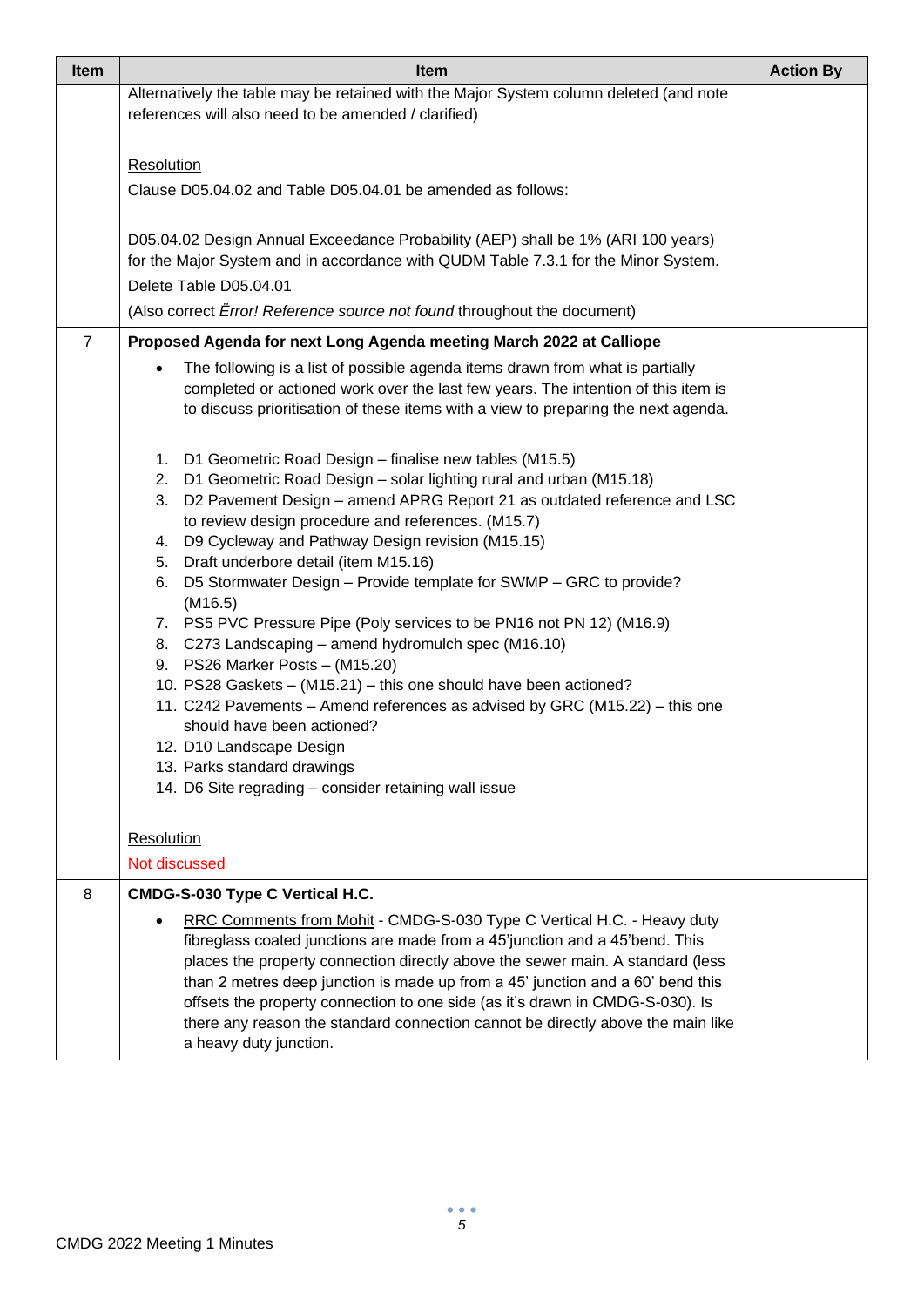| Item | Item | Action By |
|---|---|---|
| | Alternatively the table may be retained with the Major System column deleted (and note references will also need to be amended / clarified)<br><br><u>Resolution</u><br>Clause D05.04.02 and Table D05.04.01 be amended as follows:<br><br>D05.04.02 Design Annual Exceedance Probability (AEP) shall be 1% (ARI 100 years) for the Major System and in accordance with QUDM Table 7.3.1 for the Minor System.<br>Delete Table D05.04.01<br>(Also correct *Error! Reference source not found* throughout the document) | |
| 7 | **Proposed Agenda for next Long Agenda meeting March 2022 at Calliope**<br>• The following is a list of possible agenda items drawn from what is partially completed or actioned work over the last few years. The intention of this item is to discuss prioritisation of these items with a view to preparing the next agenda.<br><br>1. D1 Geometric Road Design – finalise new tables (M15.5)<br>2. D1 Geometric Road Design – solar lighting rural and urban (M15.18)<br>3. D2 Pavement Design – amend APRG Report 21 as outdated reference and LSC to review design procedure and references. (M15.7)<br>4. D9 Cycleway and Pathway Design revision (M15.15)<br>5. Draft underbore detail (item M15.16)<br>6. D5 Stormwater Design – Provide template for SWMP – GRC to provide? (M16.5)<br>7. PS5 PVC Pressure Pipe (Poly services to be PN16 not PN 12) (M16.9)<br>8. C273 Landscaping – amend hydromulch spec (M16.10)<br>9. PS26 Marker Posts – (M15.20)<br>10. PS28 Gaskets – (M15.21) – this one should have been actioned?<br>11. C242 Pavements – Amend references as advised by GRC (M15.22) – this one should have been actioned?<br>12. D10 Landscape Design<br>13. Parks standard drawings<br>14. D6 Site regrading – consider retaining wall issue<br><br><u>Resolution</u><br>Not discussed | |
| 8 | **CMDG-S-030 Type C Vertical H.C.**<br>• <u>RRC Comments from Mohit</u> - CMDG-S-030 Type C Vertical H.C. - Heavy duty fibreglass coated junctions are made from a 45'junction and a 45'bend. This places the property connection directly above the sewer main. A standard (less than 2 metres deep junction is made up from a 45' junction and a 60' bend this offsets the property connection to one side (as it's drawn in CMDG-S-030). Is there any reason the standard connection cannot be directly above the main like a heavy duty junction. | |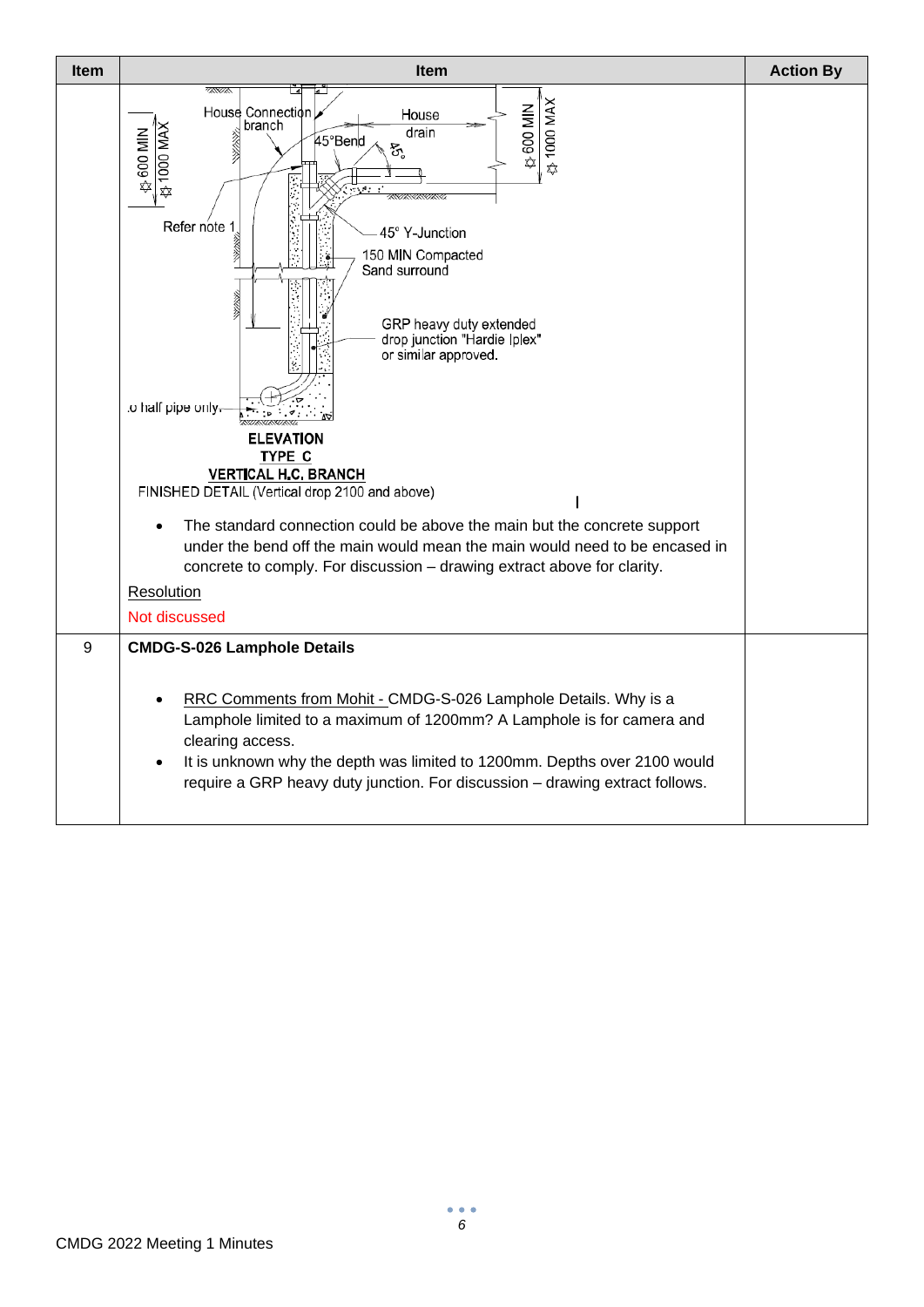| Item | Item | Action By |
|---|---|---|
| | House Connection branch; House drain; 45°Bend; 45°; 600 MIN; 1000 MAX; Refer note 1; 45° Y-Junction; 150 MIN Compacted Sand surround; GRP heavy duty extended drop junction "Hardie Iplex" or similar approved.; .o half pipe only. **ELEVATION** **TYPE C** **VERTICAL H.C. BRANCH** FINISHED DETAIL (Vertical drop 2100 and above)<br><br>• The standard connection could be above the main but the concrete support under the bend off the main would mean the main would need to be encased in concrete to comply. For discussion – drawing extract above for clarity.<br><br>Resolution<br><br>Not discussed | |
| 9 | **CMDG-S-026 Lamphole Details**<br><br>• RRC Comments from Mohit - CMDG-S-026 Lamphole Details. Why is a Lamphole limited to a maximum of 1200mm? A Lamphole is for camera and clearing access.<br>• It is unknown why the depth was limited to 1200mm. Depths over 2100 would require a GRP heavy duty junction. For discussion – drawing extract follows. | |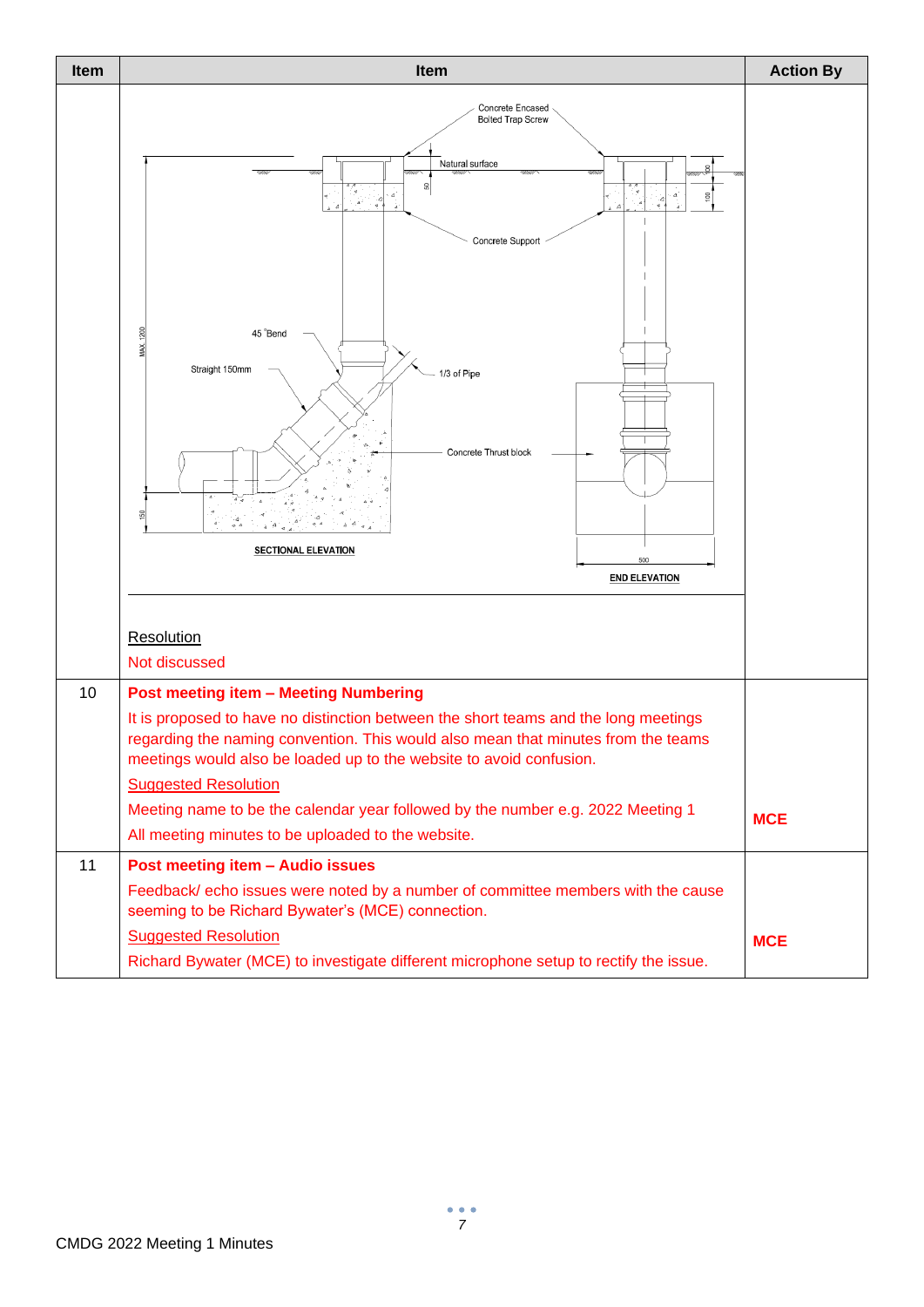| Item | Item | Action By |
|---|---|---|
| | Concrete Encased Bolted Trap Screw<br>Natural surface<br>Concrete Support<br>45 °Bend<br>Straight 150mm<br>1/3 of Pipe<br>Concrete Thrust block<br>MAX. 1200<br>150<br>50<br>100<br>500<br>SECTIONAL ELEVATION<br>END ELEVATION<br><br>Resolution<br>Not discussed | |
| 10 | **Post meeting item – Meeting Numbering**<br>It is proposed to have no distinction between the short teams and the long meetings regarding the naming convention. This would also mean that minutes from the teams meetings would also be loaded up to the website to avoid confusion.<br>Suggested Resolution<br>Meeting name to be the calendar year followed by the number e.g. 2022 Meeting 1<br>All meeting minutes to be uploaded to the website. | **MCE** |
| 11 | **Post meeting item – Audio issues**<br>Feedback/ echo issues were noted by a number of committee members with the cause seeming to be Richard Bywater's (MCE) connection.<br>Suggested Resolution<br>Richard Bywater (MCE) to investigate different microphone setup to rectify the issue. | **MCE** |